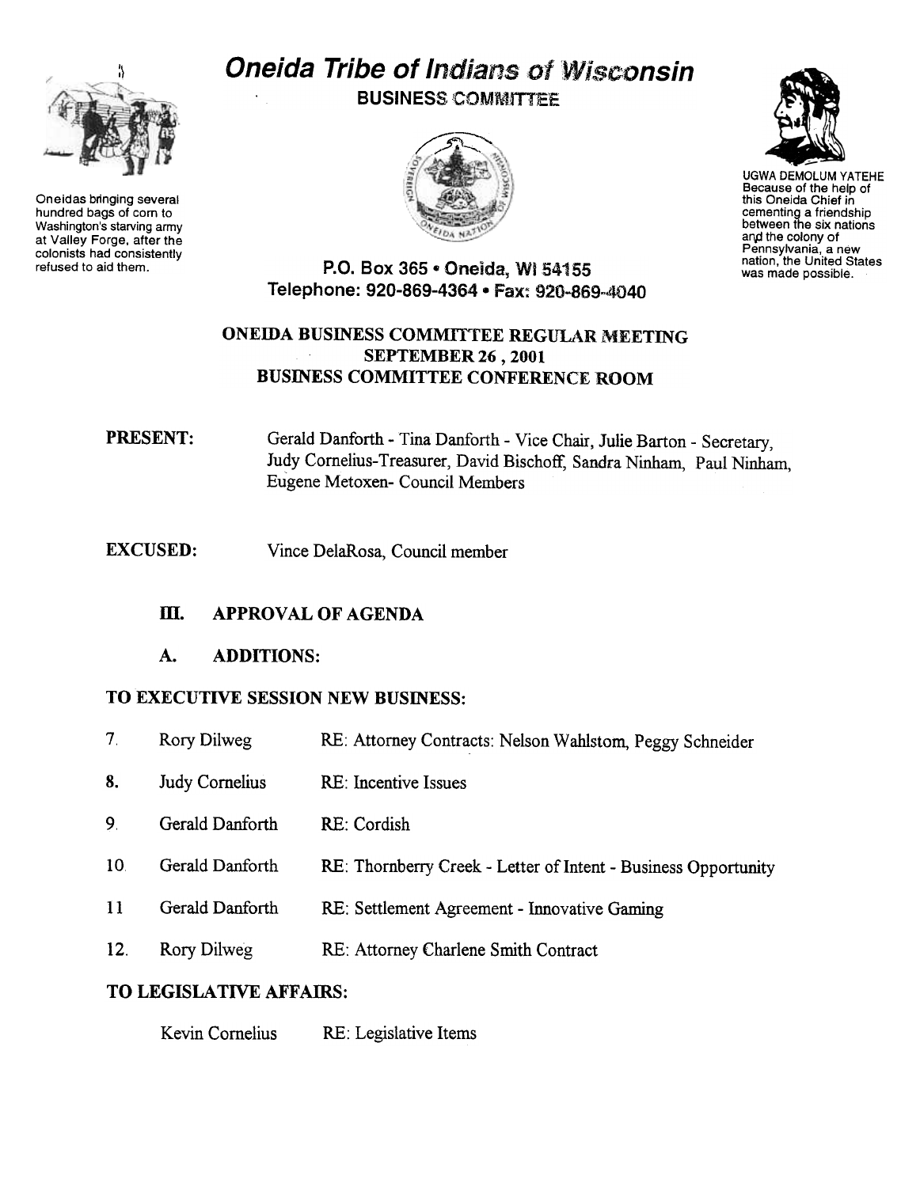# Oneida Tribe of Indians of Wisconsin

**BUSINESS COMMITTEE**

Oneidas bringing several hundred bags of corn to Washington's starving army at Valley Forge, after the colonists had consistently refused to aid them.

UGWA DEMOLUM YATEHE Because of the help of this Oneida Chief in cementing a friendship between the six nations and the colony of Pennsylvania, a new nation, the United States was made possible.

P.O. Box 365 • Oneida, WI 54155
Telephone: 920-869-4364 • Fax: 920-869-4040

## ONEIDA BUSINESS COMMITTEE REGULAR MEETING
## SEPTEMBER 26, 2001
## BUSINESS COMMITTEE CONFERENCE ROOM

**PRESENT:** Gerald Danforth - Tina Danforth - Vice Chair, Julie Barton - Secretary, Judy Cornelius-Treasurer, David Bischoff, Sandra Ninham, Paul Ninham, Eugene Metoxen- Council Members

**EXCUSED:** Vince DelaRosa, Council member

### III. APPROVAL OF AGENDA

### A. ADDITIONS:

**TO EXECUTIVE SESSION NEW BUSINESS:**

7. Rory Dilweg RE: Attorney Contracts: Nelson Wahlstom, Peggy Schneider
8. Judy Cornelius RE: Incentive Issues
9. Gerald Danforth RE: Cordish
10. Gerald Danforth RE: Thornberry Creek - Letter of Intent - Business Opportunity
11. Gerald Danforth RE: Settlement Agreement - Innovative Gaming
12. Rory Dilweg RE: Attorney Charlene Smith Contract

**TO LEGISLATIVE AFFAIRS:**

Kevin Cornelius RE: Legislative Items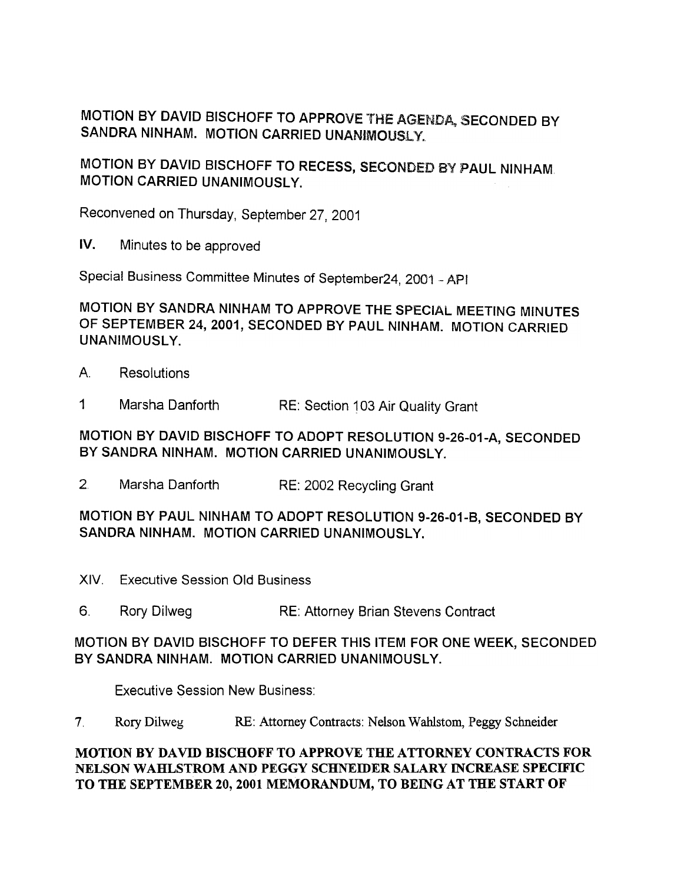MOTION BY DAVID BISCHOFF TO APPROVE THE AGENDA, SECONDED BY SANDRA NINHAM. MOTION CARRIED UNANIMOUSLY.

MOTION BY DAVID BISCHOFF TO RECESS, SECONDED BY PAUL NINHAM. MOTION CARRIED UNANIMOUSLY.

Reconvened on Thursday, September 27, 2001

**IV.** Minutes to be approved

Special Business Committee Minutes of September24, 2001 - API

MOTION BY SANDRA NINHAM TO APPROVE THE SPECIAL MEETING MINUTES OF SEPTEMBER 24, 2001, SECONDED BY PAUL NINHAM. MOTION CARRIED UNANIMOUSLY.

A. Resolutions

1 Marsha Danforth RE: Section 103 Air Quality Grant

MOTION BY DAVID BISCHOFF TO ADOPT RESOLUTION 9-26-01-A, SECONDED BY SANDRA NINHAM. MOTION CARRIED UNANIMOUSLY.

2. Marsha Danforth RE: 2002 Recycling Grant

MOTION BY PAUL NINHAM TO ADOPT RESOLUTION 9-26-01-B, SECONDED BY SANDRA NINHAM. MOTION CARRIED UNANIMOUSLY.

XIV. Executive Session Old Business

6. Rory Dilweg RE: Attorney Brian Stevens Contract

MOTION BY DAVID BISCHOFF TO DEFER THIS ITEM FOR ONE WEEK, SECONDED BY SANDRA NINHAM. MOTION CARRIED UNANIMOUSLY.

Executive Session New Business:

7. Rory Dilweg RE: Attorney Contracts: Nelson Wahlstom, Peggy Schneider

**MOTION BY DAVID BISCHOFF TO APPROVE THE ATTORNEY CONTRACTS FOR NELSON WAHLSTROM AND PEGGY SCHNEIDER SALARY INCREASE SPECIFIC TO THE SEPTEMBER 20, 2001 MEMORANDUM, TO BEING AT THE START OF**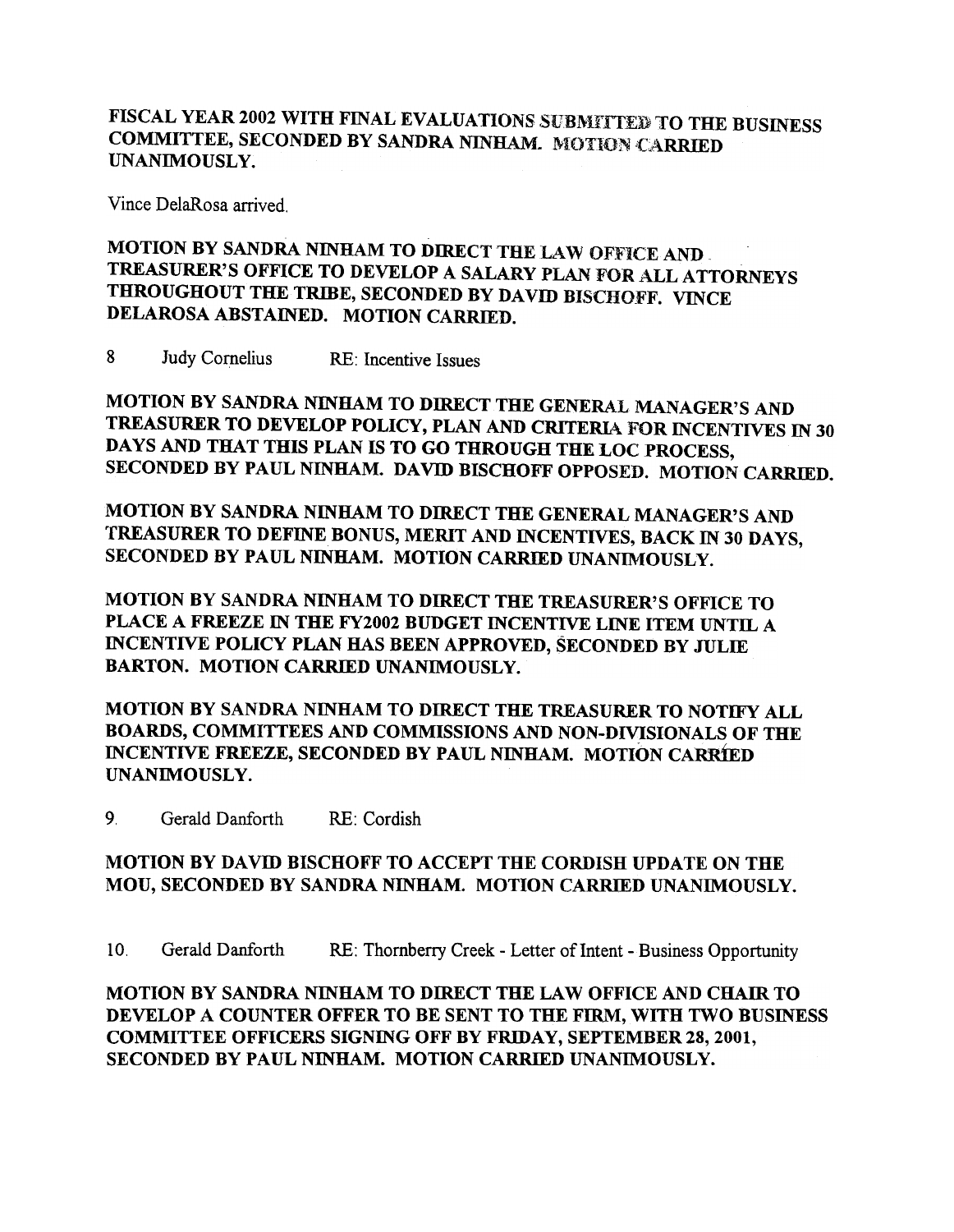**FISCAL YEAR 2002 WITH FINAL EVALUATIONS SUBMITTED TO THE BUSINESS COMMITTEE, SECONDED BY SANDRA NINHAM. MOTION CARRIED UNANIMOUSLY.**

Vince DelaRosa arrived.

**MOTION BY SANDRA NINHAM TO DIRECT THE LAW OFFICE AND TREASURER'S OFFICE TO DEVELOP A SALARY PLAN FOR ALL ATTORNEYS THROUGHOUT THE TRIBE, SECONDED BY DAVID BISCHOFF. VINCE DELAROSA ABSTAINED. MOTION CARRIED.**

8 Judy Cornelius RE: Incentive Issues

**MOTION BY SANDRA NINHAM TO DIRECT THE GENERAL MANAGER'S AND TREASURER TO DEVELOP POLICY, PLAN AND CRITERIA FOR INCENTIVES IN 30 DAYS AND THAT THIS PLAN IS TO GO THROUGH THE LOC PROCESS, SECONDED BY PAUL NINHAM. DAVID BISCHOFF OPPOSED. MOTION CARRIED.**

**MOTION BY SANDRA NINHAM TO DIRECT THE GENERAL MANAGER'S AND TREASURER TO DEFINE BONUS, MERIT AND INCENTIVES, BACK IN 30 DAYS, SECONDED BY PAUL NINHAM. MOTION CARRIED UNANIMOUSLY.**

**MOTION BY SANDRA NINHAM TO DIRECT THE TREASURER'S OFFICE TO PLACE A FREEZE IN THE FY2002 BUDGET INCENTIVE LINE ITEM UNTIL A INCENTIVE POLICY PLAN HAS BEEN APPROVED, SECONDED BY JULIE BARTON. MOTION CARRIED UNANIMOUSLY.**

**MOTION BY SANDRA NINHAM TO DIRECT THE TREASURER TO NOTIFY ALL BOARDS, COMMITTEES AND COMMISSIONS AND NON-DIVISIONALS OF THE INCENTIVE FREEZE, SECONDED BY PAUL NINHAM. MOTION CARRIED UNANIMOUSLY.**

9. Gerald Danforth RE: Cordish

**MOTION BY DAVID BISCHOFF TO ACCEPT THE CORDISH UPDATE ON THE MOU, SECONDED BY SANDRA NINHAM. MOTION CARRIED UNANIMOUSLY.**

10. Gerald Danforth RE: Thornberry Creek - Letter of Intent - Business Opportunity

**MOTION BY SANDRA NINHAM TO DIRECT THE LAW OFFICE AND CHAIR TO DEVELOP A COUNTER OFFER TO BE SENT TO THE FIRM, WITH TWO BUSINESS COMMITTEE OFFICERS SIGNING OFF BY FRIDAY, SEPTEMBER 28, 2001, SECONDED BY PAUL NINHAM. MOTION CARRIED UNANIMOUSLY.**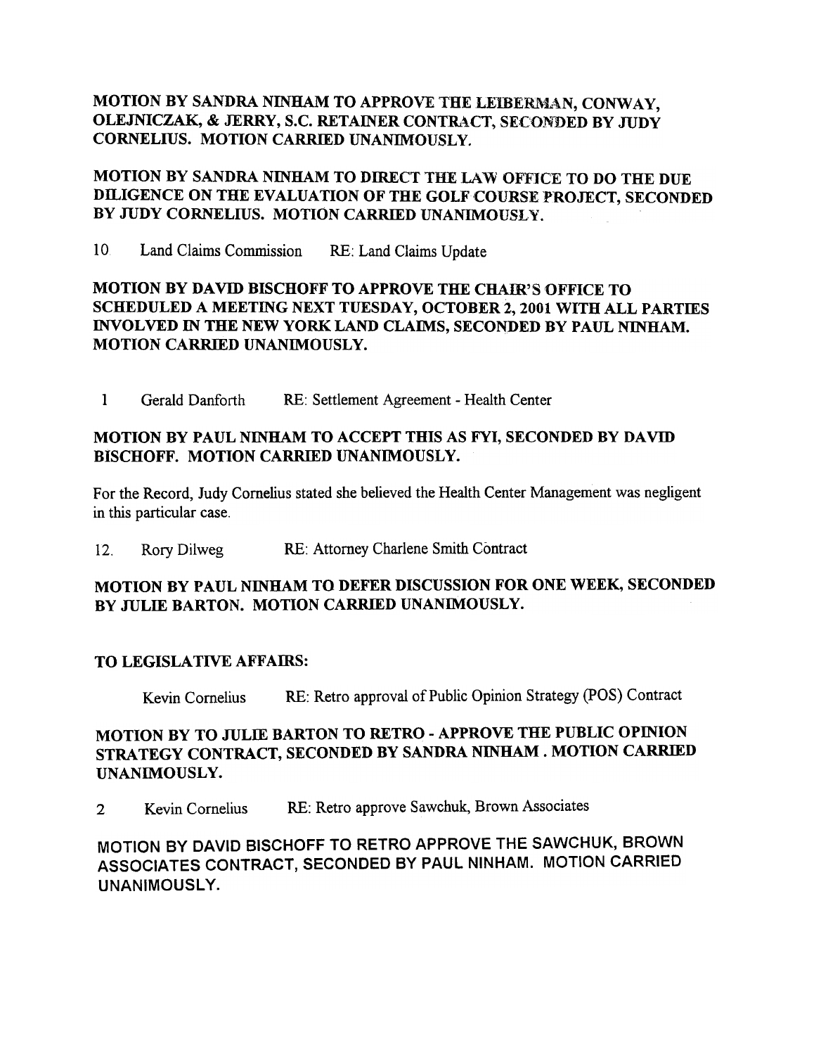**MOTION BY SANDRA NINHAM TO APPROVE THE LEIBERMAN, CONWAY, OLEJNICZAK, & JERRY, S.C. RETAINER CONTRACT, SECONDED BY JUDY CORNELIUS. MOTION CARRIED UNANIMOUSLY.**

**MOTION BY SANDRA NINHAM TO DIRECT THE LAW OFFICE TO DO THE DUE DILIGENCE ON THE EVALUATION OF THE GOLF COURSE PROJECT, SECONDED BY JUDY CORNELIUS. MOTION CARRIED UNANIMOUSLY.**

10 Land Claims Commission RE: Land Claims Update

**MOTION BY DAVID BISCHOFF TO APPROVE THE CHAIR'S OFFICE TO SCHEDULED A MEETING NEXT TUESDAY, OCTOBER 2, 2001 WITH ALL PARTIES INVOLVED IN THE NEW YORK LAND CLAIMS, SECONDED BY PAUL NINHAM. MOTION CARRIED UNANIMOUSLY.**

1 Gerald Danforth RE: Settlement Agreement - Health Center

**MOTION BY PAUL NINHAM TO ACCEPT THIS AS FYI, SECONDED BY DAVID BISCHOFF. MOTION CARRIED UNANIMOUSLY.**

For the Record, Judy Cornelius stated she believed the Health Center Management was negligent in this particular case.

12. Rory Dilweg RE: Attorney Charlene Smith Contract

**MOTION BY PAUL NINHAM TO DEFER DISCUSSION FOR ONE WEEK, SECONDED BY JULIE BARTON. MOTION CARRIED UNANIMOUSLY.**

**TO LEGISLATIVE AFFAIRS:**

Kevin Cornelius RE: Retro approval of Public Opinion Strategy (POS) Contract

**MOTION BY TO JULIE BARTON TO RETRO - APPROVE THE PUBLIC OPINION STRATEGY CONTRACT, SECONDED BY SANDRA NINHAM . MOTION CARRIED UNANIMOUSLY.**

2 Kevin Cornelius RE: Retro approve Sawchuk, Brown Associates

**MOTION BY DAVID BISCHOFF TO RETRO APPROVE THE SAWCHUK, BROWN ASSOCIATES CONTRACT, SECONDED BY PAUL NINHAM. MOTION CARRIED UNANIMOUSLY.**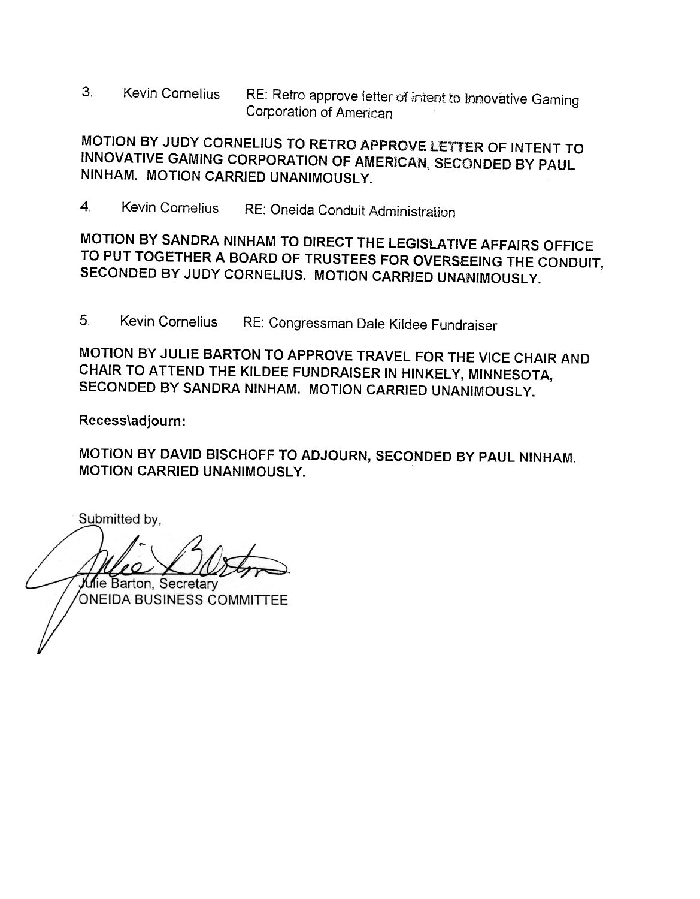3. Kevin Cornelius RE: Retro approve letter of intent to Innovative Gaming Corporation of American

**MOTION BY JUDY CORNELIUS TO RETRO APPROVE LETTER OF INTENT TO INNOVATIVE GAMING CORPORATION OF AMERICAN, SECONDED BY PAUL NINHAM. MOTION CARRIED UNANIMOUSLY.**

4. Kevin Cornelius RE: Oneida Conduit Administration

**MOTION BY SANDRA NINHAM TO DIRECT THE LEGISLATIVE AFFAIRS OFFICE TO PUT TOGETHER A BOARD OF TRUSTEES FOR OVERSEEING THE CONDUIT, SECONDED BY JUDY CORNELIUS. MOTION CARRIED UNANIMOUSLY.**

5. Kevin Cornelius RE: Congressman Dale Kildee Fundraiser

**MOTION BY JULIE BARTON TO APPROVE TRAVEL FOR THE VICE CHAIR AND CHAIR TO ATTEND THE KILDEE FUNDRAISER IN HINKELY, MINNESOTA, SECONDED BY SANDRA NINHAM. MOTION CARRIED UNANIMOUSLY.**

**Recess\adjourn:**

**MOTION BY DAVID BISCHOFF TO ADJOURN, SECONDED BY PAUL NINHAM. MOTION CARRIED UNANIMOUSLY.**

Submitted by,

Julie Barton, Secretary
ONEIDA BUSINESS COMMITTEE